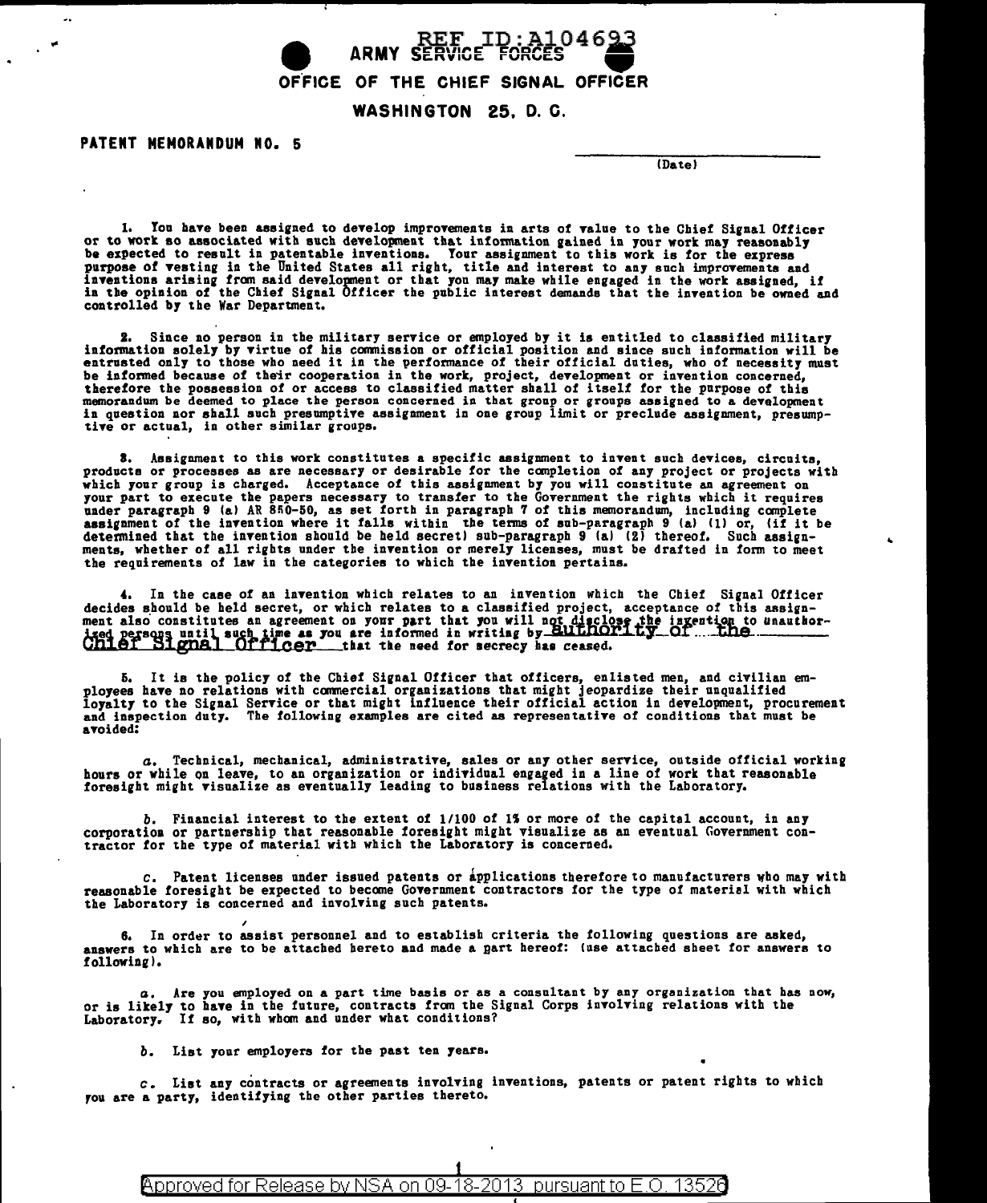ARMY SERVICE FORCES

OFFICE OF THE CHIEF SIGNAL OFFICER

WASHINGTON 25, D. C.

**PATENT MEMORANDUM NO. 5**

(Date)

1. You have been assigned to develop improvements in arts of value to the Chief Signal Officer or to work so associated with such development that information gained in your work may reasonably be expected to result in patentable inventions. Your assignment to this work is for the express purpose of vesting in the United States all right, title and interest to any such improvements and inventions arising from said development or that you may make while engaged in the work assigned, if in the opinion of the Chief Signal Officer the public interest demands that the invention be owned and controlled by the War Department.

2. Since no person in the military service or employed by it is entitled to classified military information solely by virtue of his commission or official position and since such information will be entrusted only to those who need it in the performance of their official duties, who of necessity must be informed because of their cooperation in the work, project, development or invention concerned, therefore the possession of or access to classified matter shall of itself for the purpose of this memorandum be deemed to place the person concerned in that group or groups assigned to a development in question nor shall such presumptive assignment in one group limit or preclude assignment, presumptive or actual, in other similar groups.

3. Assignment to this work constitutes a specific assignment to invent such devices, circuits, products or processes as are necessary or desirable for the completion of any project or projects with which your group is charged. Acceptance of this assignment by you will constitute an agreement on your part to execute the papers necessary to transfer to the Government the rights which it requires under paragraph 9 (a) AR 850-50, as set forth in paragraph 7 of this memorandum, including complete assignment of the invention where it falls within the terms of sub-paragraph 9 (a) (1) or, (if it be determined that the invention should be held secret) sub-paragraph 9 (a) (2) thereof. Such assignments, whether of all rights under the invention or merely licenses, must be drafted in form to meet the requirements of law in the categories to which the invention pertains.

4. In the case of an invention which relates to an invention which the Chief Signal Officer decides should be held secret, or which relates to a classified project, acceptance of this assignment also constitutes an agreement on your part that you will not disclose the invention to unauthorized persons until such time as you are informed in writing by authority of the Chief Signal Officer that the need for secrecy has ceased.

5. It is the policy of the Chief Signal Officer that officers, enlisted men, and civilian employees have no relations with commercial organizations that might jeopardize their unqualified loyalty to the Signal Service or that might influence their official action in development, procurement and inspection duty. The following examples are cited as representative of conditions that must be avoided:

*a.* Technical, mechanical, administrative, sales or any other service, outside official working hours or while on leave, to an organization or individual engaged in a line of work that reasonable foresight might visualize as eventually leading to business relations with the Laboratory.

*b.* Financial interest to the extent of 1/100 of 1% or more of the capital account, in any corporation or partnership that reasonable foresight might visualize as an eventual Government contractor for the type of material with which the Laboratory is concerned.

*c.* Patent licenses under issued patents or applications therefore to manufacturers who may with reasonable foresight be expected to become Government contractors for the type of material with which the Laboratory is concerned and involving such patents.

6. In order to assist personnel and to establish criteria the following questions are asked, answers to which are to be attached hereto and made a part hereof: (use attached sheet for answers to following).

*a.* Are you employed on a part time basis or as a consultant by any organization that has now, or is likely to have in the future, contracts from the Signal Corps involving relations with the Laboratory. If so, with whom and under what conditions?

*b.* List your employers for the past ten years.

*c.* List any contracts or agreements involving inventions, patents or patent rights to which you are a party, identifying the other parties thereto.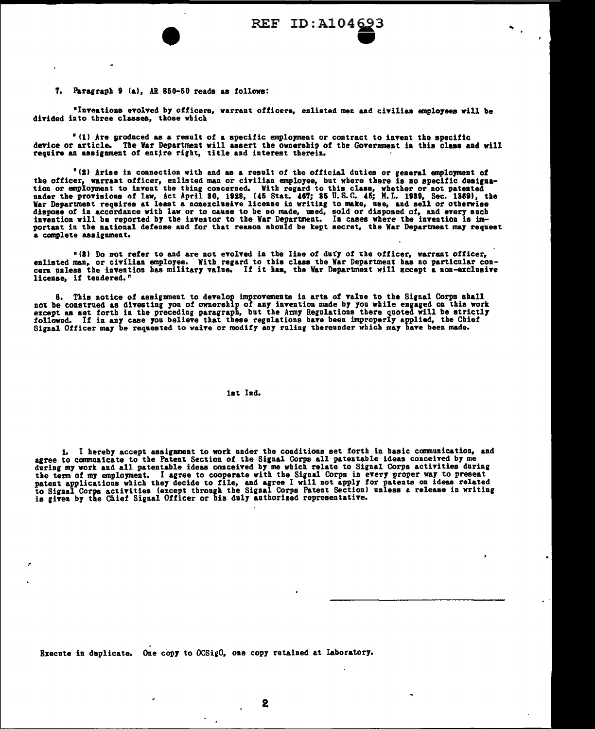7. Paragraph 9 (a), AR 850-50 reads as follows:

"Inventions evolved by officers, warrant officers, enlisted men and civilian employees will be divided into three classes, those which

"(1) Are produced as a result of a specific employment or contract to invent the specific device or article. The War Department will assert the ownership of the Government in this class and will require an assignment of entire right, title and interest therein.

"(2) Arise in connection with and as a result of the official duties or general employment of the officer, warrant officer, enlisted man or civilian employee, but where there is no specific designation or employment to invent the thing concerned. With regard to this class, whether or not patented under the provisions of law, Act April 30, 1928, (45 Stat. 467; 35 U.S.C. 45; M.L. 1929, Sec. 1369), the War Department requires at least a nonexclusive license in writing to make, use, and sell or otherwise dispose of in accordance with law or to cause to be so made, used, sold or disposed of, and every such invention will be reported by the inventor to the War Department. In cases where the invention is important in the national defense and for that reason should be kept secret, the War Department may request a complete assignment.

"(3) Do not refer to and are not evolved in the line of duty of the officer, warrant officer, enlisted man, or civilian employee. With regard to this class the War Department has no particular concern unless the invention has military value. If it has, the War Department will accept a non-exclusive license, if tendered."

8. This notice of assignment to develop improvements in arts of value to the Signal Corps shall not be construed as divesting you of ownership of any invention made by you while engaged on this work except as set forth in the preceding paragraph, but the Army Regulations there quoted will be strictly followed. If in any case you believe that these regulations have been improperly applied, the Chief Signal Officer may be requested to waive or modify any ruling thereunder which may have been made.

1st Ind.

1. I hereby accept assignment to work under the conditions set forth in basic communication, and agree to communicate to the Patent Section of the Signal Corps all patentable ideas conceived by me during my work and all patentable ideas conceived by me which relate to Signal Corps activities during the term of my employment. I agree to cooperate with the Signal Corps in every proper way to present patent applications which they decide to file, and agree I will not apply for patents on ideas related to Signal Corps activities (except through the Signal Corps Patent Section) unless a release in writing is given by the Chief Signal Officer or his duly authorized representative.

\_\_\_\_\_\_\_\_\_\_\_\_\_\_\_\_\_\_\_\_\_\_\_\_\_\_\_\_\_\_

Execute in duplicate. One copy to OCSigO, one copy retained at Laboratory.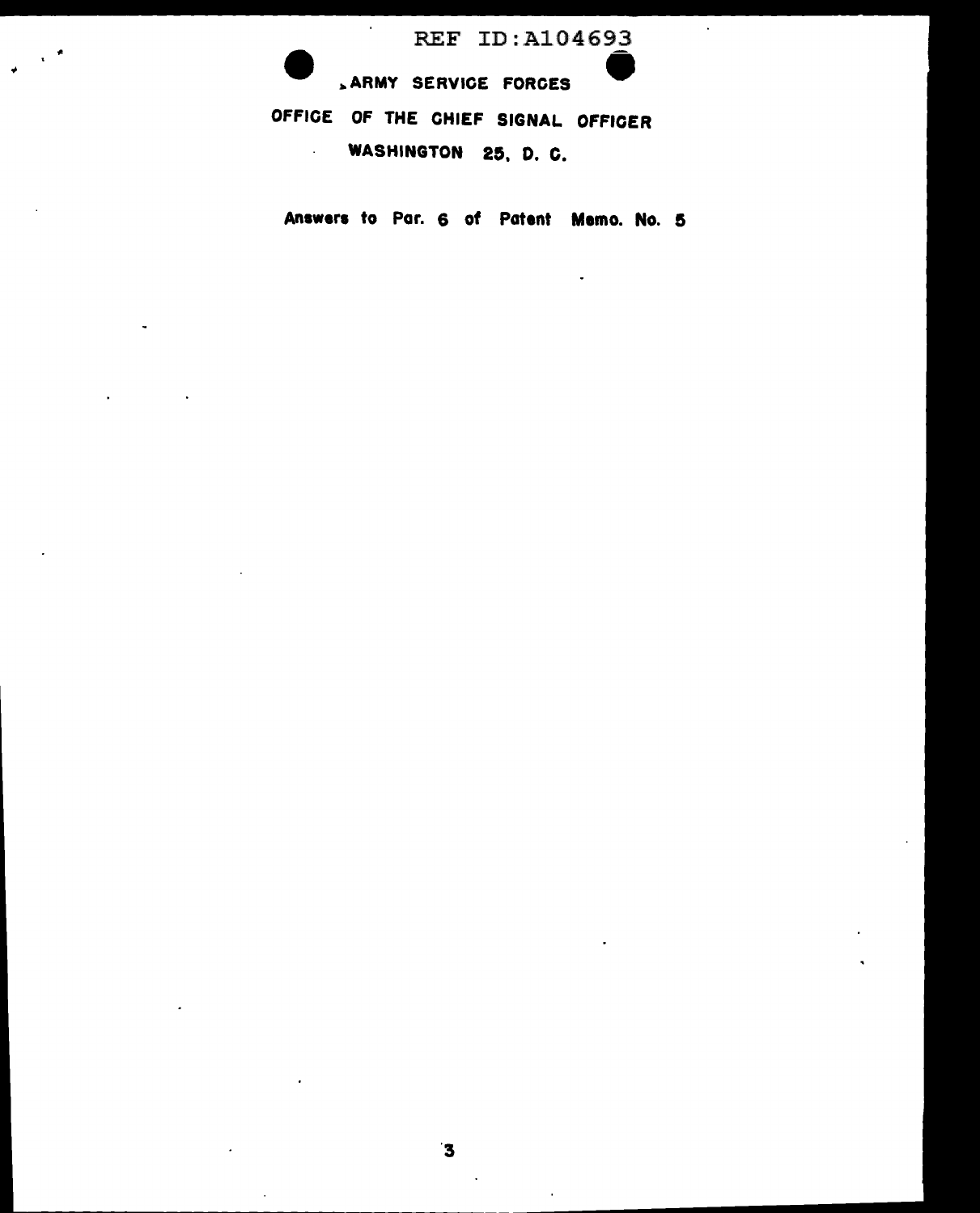REF ID:A104693

ARMY SERVICE FORCES

OFFICE OF THE CHIEF SIGNAL OFFICER

WASHINGTON 25, D. C.

Answers to Par. 6 of Patent Memo. No. 5